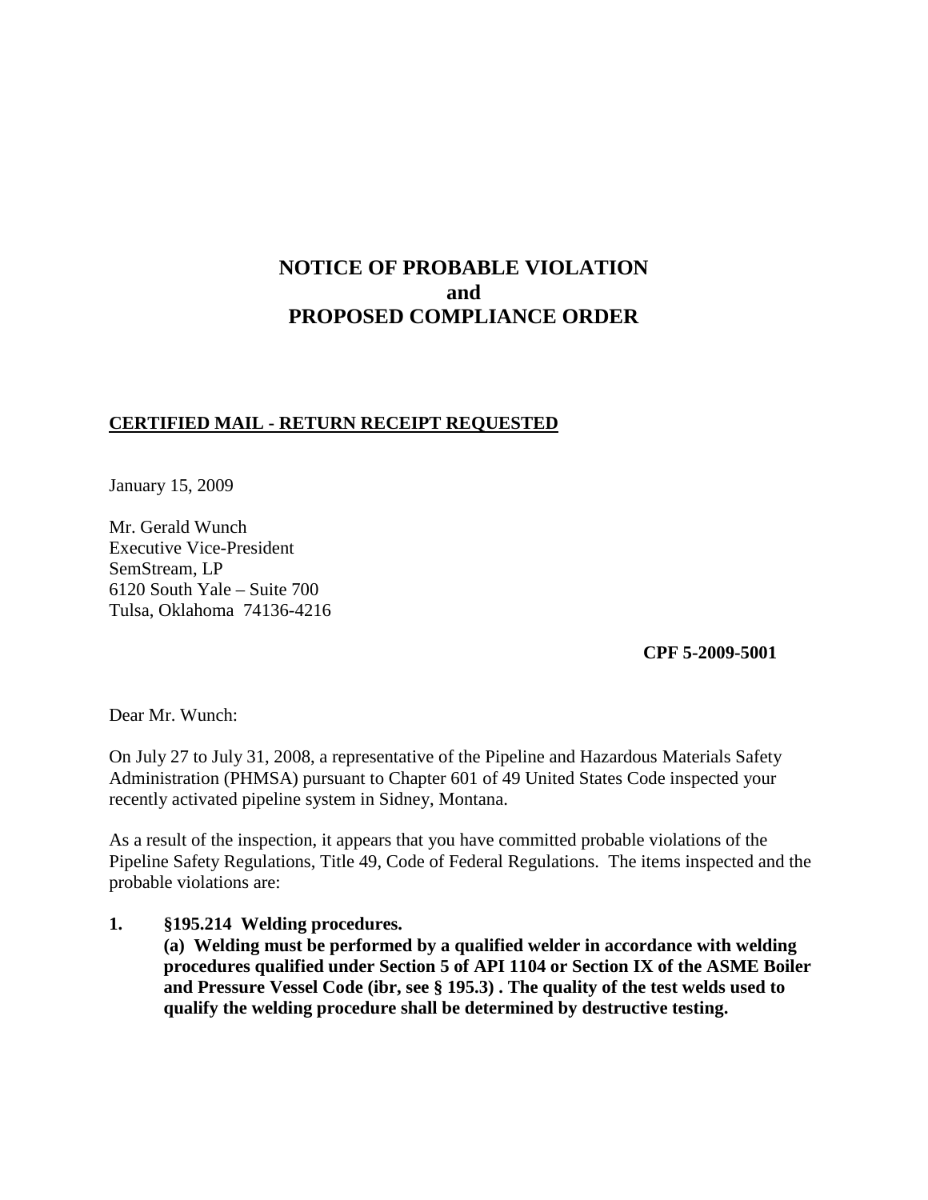# NOTICE OF PROBABLE VIOLATION
# and
# PROPOSED COMPLIANCE ORDER

**CERTIFIED MAIL - RETURN RECEIPT REQUESTED**

January 15, 2009

Mr. Gerald Wunch
Executive Vice-President
SemStream, LP
6120 South Yale – Suite 700
Tulsa, Oklahoma 74136-4216

**CPF 5-2009-5001**

Dear Mr. Wunch:

On July 27 to July 31, 2008, a representative of the Pipeline and Hazardous Materials Safety Administration (PHMSA) pursuant to Chapter 601 of 49 United States Code inspected your recently activated pipeline system in Sidney, Montana.

As a result of the inspection, it appears that you have committed probable violations of the Pipeline Safety Regulations, Title 49, Code of Federal Regulations. The items inspected and the probable violations are:

1. **§195.214 Welding procedures.**
   **(a) Welding must be performed by a qualified welder in accordance with welding procedures qualified under Section 5 of API 1104 or Section IX of the ASME Boiler and Pressure Vessel Code (ibr, see § 195.3) . The quality of the test welds used to qualify the welding procedure shall be determined by destructive testing.**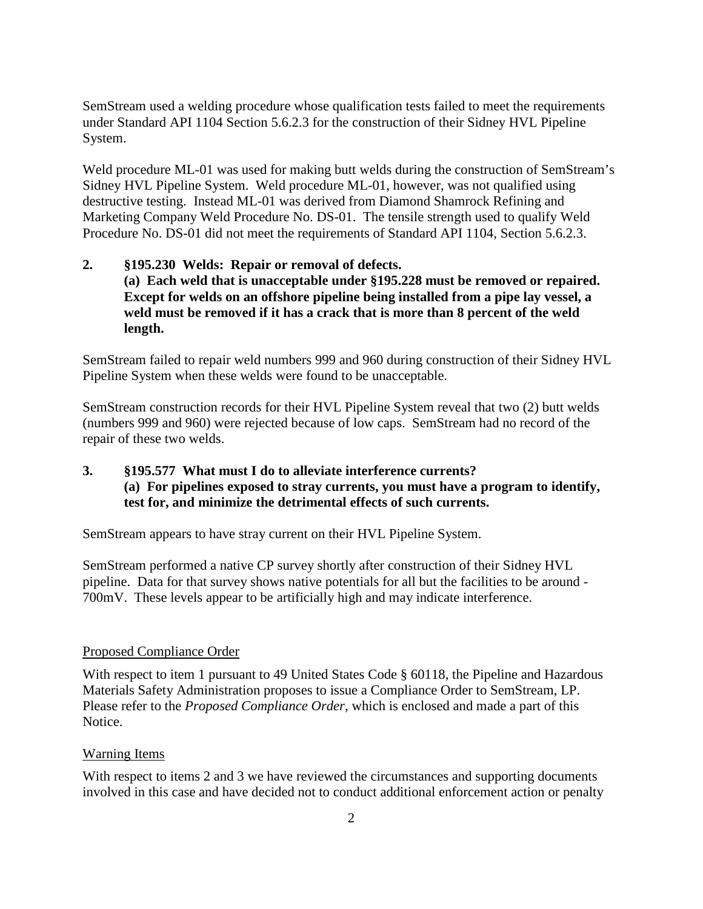SemStream used a welding procedure whose qualification tests failed to meet the requirements under Standard API 1104 Section 5.6.2.3 for the construction of their Sidney HVL Pipeline System.

Weld procedure ML-01 was used for making butt welds during the construction of SemStream's Sidney HVL Pipeline System. Weld procedure ML-01, however, was not qualified using destructive testing. Instead ML-01 was derived from Diamond Shamrock Refining and Marketing Company Weld Procedure No. DS-01. The tensile strength used to qualify Weld Procedure No. DS-01 did not meet the requirements of Standard API 1104, Section 5.6.2.3.

**2. §195.230 Welds: Repair or removal of defects.**
**(a) Each weld that is unacceptable under §195.228 must be removed or repaired. Except for welds on an offshore pipeline being installed from a pipe lay vessel, a weld must be removed if it has a crack that is more than 8 percent of the weld length.**

SemStream failed to repair weld numbers 999 and 960 during construction of their Sidney HVL Pipeline System when these welds were found to be unacceptable.

SemStream construction records for their HVL Pipeline System reveal that two (2) butt welds (numbers 999 and 960) were rejected because of low caps. SemStream had no record of the repair of these two welds.

**3. §195.577 What must I do to alleviate interference currents?**
**(a) For pipelines exposed to stray currents, you must have a program to identify, test for, and minimize the detrimental effects of such currents.**

SemStream appears to have stray current on their HVL Pipeline System.

SemStream performed a native CP survey shortly after construction of their Sidney HVL pipeline. Data for that survey shows native potentials for all but the facilities to be around -700mV. These levels appear to be artificially high and may indicate interference.

## Proposed Compliance Order

With respect to item 1 pursuant to 49 United States Code § 60118, the Pipeline and Hazardous Materials Safety Administration proposes to issue a Compliance Order to SemStream, LP. Please refer to the *Proposed Compliance Order*, which is enclosed and made a part of this Notice.

## Warning Items

With respect to items 2 and 3 we have reviewed the circumstances and supporting documents involved in this case and have decided not to conduct additional enforcement action or penalty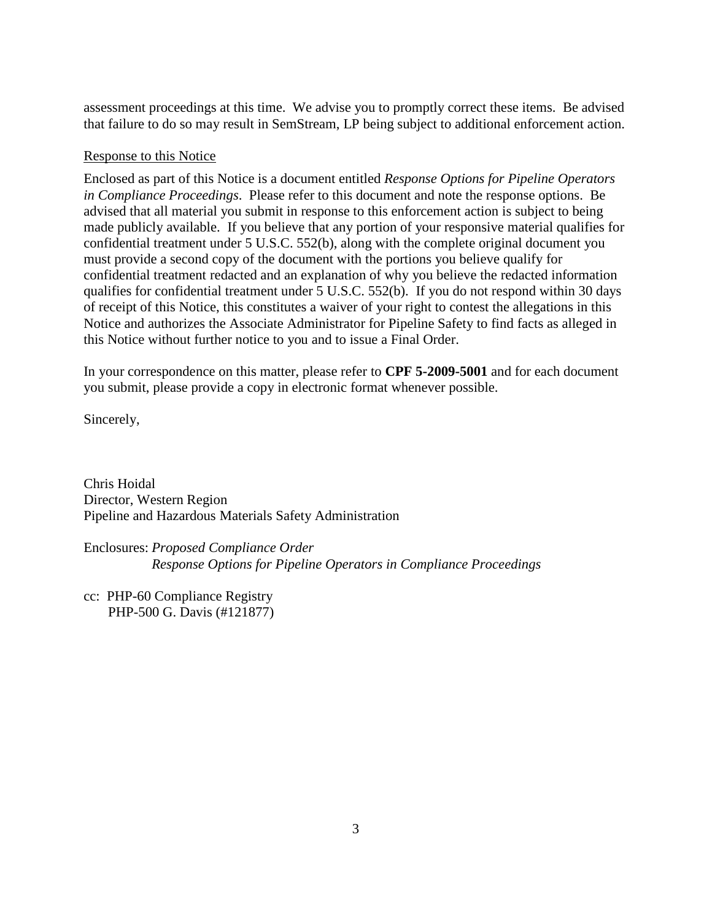assessment proceedings at this time. We advise you to promptly correct these items. Be advised that failure to do so may result in SemStream, LP being subject to additional enforcement action.

Response to this Notice

Enclosed as part of this Notice is a document entitled *Response Options for Pipeline Operators in Compliance Proceedings*. Please refer to this document and note the response options. Be advised that all material you submit in response to this enforcement action is subject to being made publicly available. If you believe that any portion of your responsive material qualifies for confidential treatment under 5 U.S.C. 552(b), along with the complete original document you must provide a second copy of the document with the portions you believe qualify for confidential treatment redacted and an explanation of why you believe the redacted information qualifies for confidential treatment under 5 U.S.C. 552(b). If you do not respond within 30 days of receipt of this Notice, this constitutes a waiver of your right to contest the allegations in this Notice and authorizes the Associate Administrator for Pipeline Safety to find facts as alleged in this Notice without further notice to you and to issue a Final Order.

In your correspondence on this matter, please refer to **CPF 5-2009-5001** and for each document you submit, please provide a copy in electronic format whenever possible.

Sincerely,

Chris Hoidal
Director, Western Region
Pipeline and Hazardous Materials Safety Administration

Enclosures: *Proposed Compliance Order*
*Response Options for Pipeline Operators in Compliance Proceedings*

cc: PHP-60 Compliance Registry
PHP-500 G. Davis (#121877)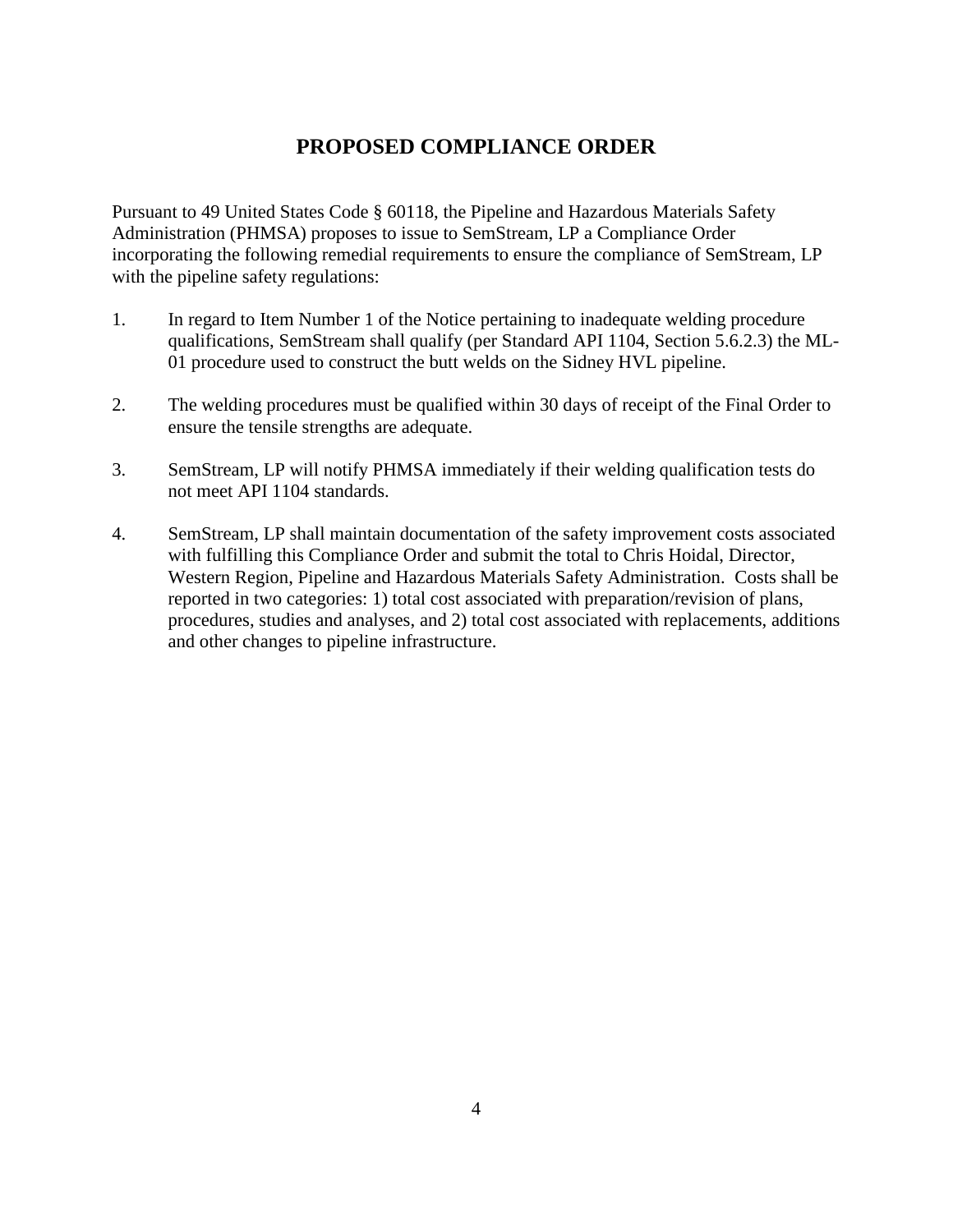# PROPOSED COMPLIANCE ORDER

Pursuant to 49 United States Code § 60118, the Pipeline and Hazardous Materials Safety Administration (PHMSA) proposes to issue to SemStream, LP a Compliance Order incorporating the following remedial requirements to ensure the compliance of SemStream, LP with the pipeline safety regulations:

1. In regard to Item Number 1 of the Notice pertaining to inadequate welding procedure qualifications, SemStream shall qualify (per Standard API 1104, Section 5.6.2.3) the ML-01 procedure used to construct the butt welds on the Sidney HVL pipeline.

2. The welding procedures must be qualified within 30 days of receipt of the Final Order to ensure the tensile strengths are adequate.

3. SemStream, LP will notify PHMSA immediately if their welding qualification tests do not meet API 1104 standards.

4. SemStream, LP shall maintain documentation of the safety improvement costs associated with fulfilling this Compliance Order and submit the total to Chris Hoidal, Director, Western Region, Pipeline and Hazardous Materials Safety Administration. Costs shall be reported in two categories: 1) total cost associated with preparation/revision of plans, procedures, studies and analyses, and 2) total cost associated with replacements, additions and other changes to pipeline infrastructure.